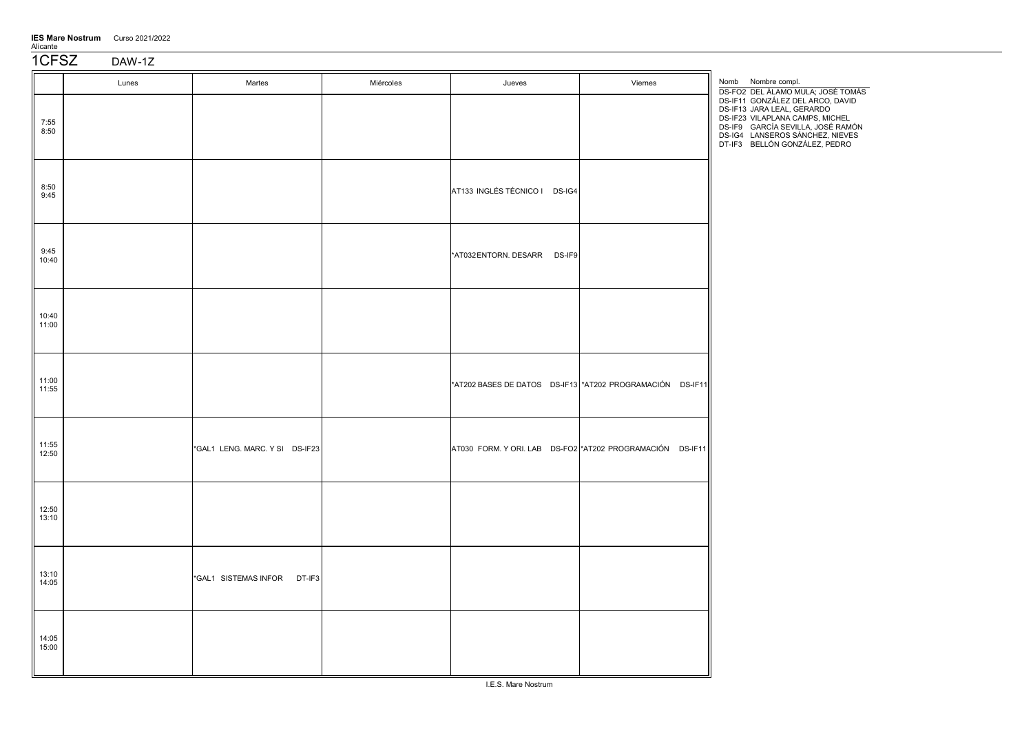**IES Mare Nostrum** Curso 2021/2022
Alicante

# 1CFSZ DAW-1Z

| | Lunes | Martes | Miércoles | Jueves | Viernes |
|---|---|---|---|---|---|
| 7:55<br>8:50 | | | | | |
| 8:50<br>9:45 | | | | AT133 INGLÉS TÉCNICO I DS-IG4 | |
| 9:45<br>10:40 | | | | *AT032 ENTORN. DESARR DS-IF9 | |
| 10:40<br>11:00 | | | | | |
| 11:00<br>11:55 | | | | *AT202 BASES DE DATOS DS-IF13 | *AT202 PROGRAMACIÓN DS-IF11 |
| 11:55<br>12:50 | | *GAL1 LENG. MARC. Y SI DS-IF23 | | AT030 FORM. Y ORI. LAB DS-FO2 | *AT202 PROGRAMACIÓN DS-IF11 |
| 12:50<br>13:10 | | | | | |
| 13:10<br>14:05 | | *GAL1 SISTEMAS INFOR DT-IF3 | | | |
| 14:05<br>15:00 | | | | | |

| Nomb | Nombre compl. |
|---|---|
| DS-FO2 | DEL ÁLAMO MULA; JOSÉ TOMÁS |
| DS-IF11 | GONZÁLEZ DEL ARCO, DAVID |
| DS-IF13 | JARA LEAL, GERARDO |
| DS-IF23 | VILAPLANA CAMPS, MICHEL |
| DS-IF9 | GARCÍA SEVILLA, JOSÉ RAMÓN |
| DS-IG4 | LANSEROS SÁNCHEZ, NIEVES |
| DT-IF3 | BELLÓN GONZÁLEZ, PEDRO |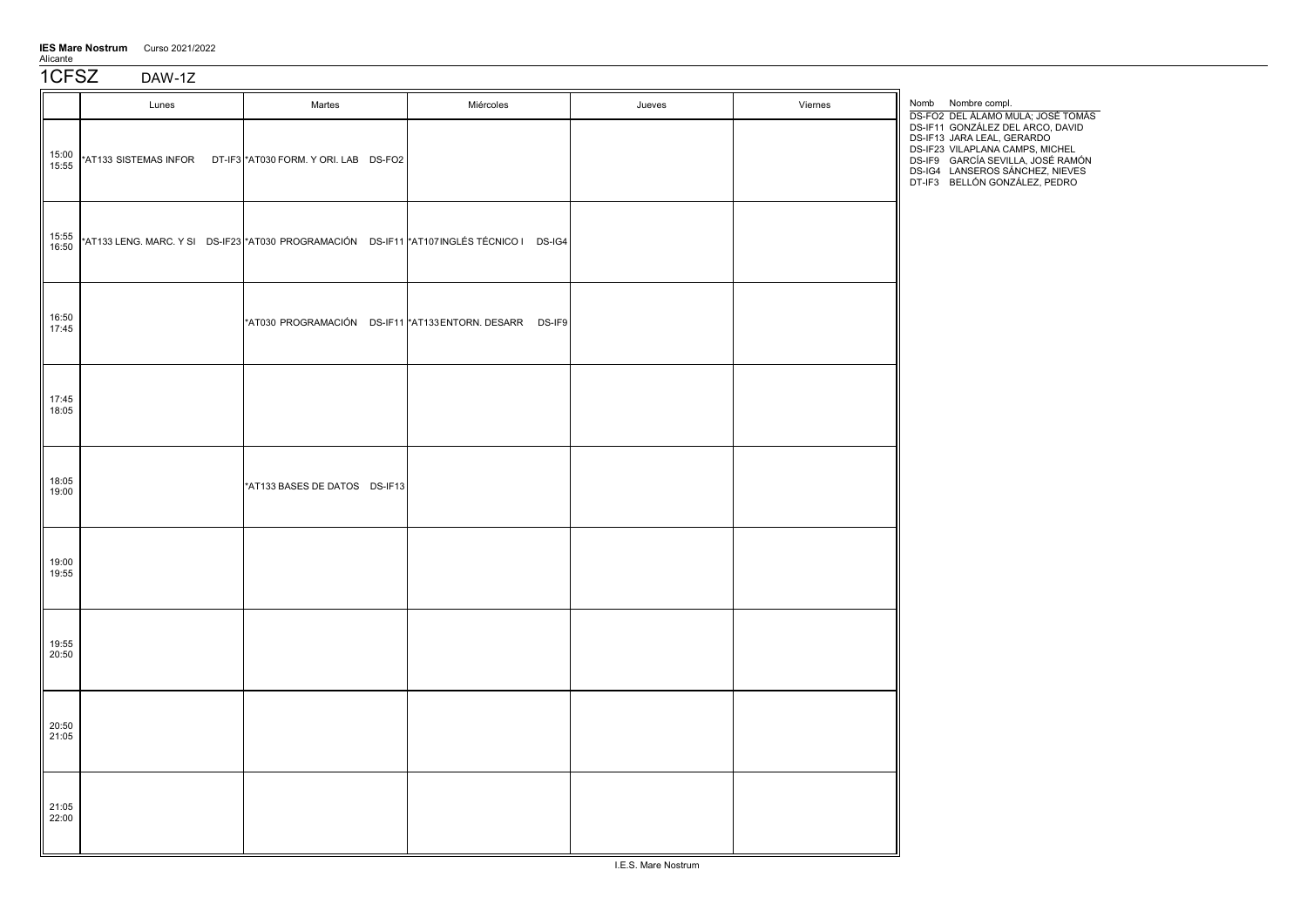**IES Mare Nostrum** Curso 2021/2022
Alicante

# 1CFSZ DAW-1Z

| | Lunes | Martes | Miércoles | Jueves | Viernes |
|---|---|---|---|---|---|
| 15:00 15:55 | *AT133 SISTEMAS INFOR DT-IF3 | *AT030 FORM. Y ORI. LAB DS-FO2 | | | |
| 15:55 16:50 | *AT133 LENG. MARC. Y SI DS-IF23 | *AT030 PROGRAMACIÓN DS-IF11 | *AT107 INGLÉS TÉCNICO I DS-IG4 | | |
| 16:50 17:45 | | *AT030 PROGRAMACIÓN DS-IF11 | *AT133 ENTORN. DESARR DS-IF9 | | |
| 17:45 18:05 | | | | | |
| 18:05 19:00 | | *AT133 BASES DE DATOS DS-IF13 | | | |
| 19:00 19:55 | | | | | |
| 19:55 20:50 | | | | | |
| 20:50 21:05 | | | | | |
| 21:05 22:00 | | | | | |

| Nomb | Nombre compl. |
|---|---|
| DS-FO2 | DEL ÁLAMO MULA; JOSÉ TOMÁS |
| DS-IF11 | GONZÁLEZ DEL ARCO, DAVID |
| DS-IF13 | JARA LEAL, GERARDO |
| DS-IF23 | VILAPLANA CAMPS, MICHEL |
| DS-IF9 | GARCÍA SEVILLA, JOSÉ RAMÓN |
| DS-IG4 | LANSEROS SÁNCHEZ, NIEVES |
| DT-IF3 | BELLÓN GONZÁLEZ, PEDRO |

I.E.S. Mare Nostrum